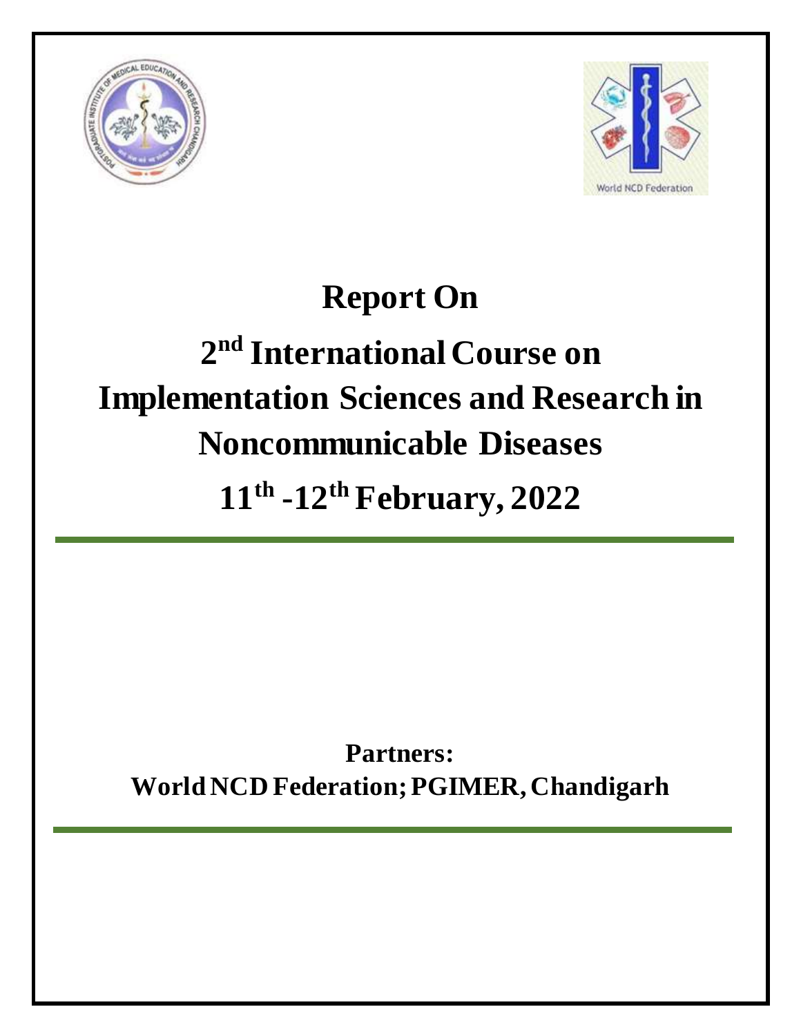# Report On

# 2nd International Course on Implementation Sciences and Research in Noncommunicable Diseases

# 11th -12th February, 2022

**Partners:**
**World NCD Federation; PGIMER, Chandigarh**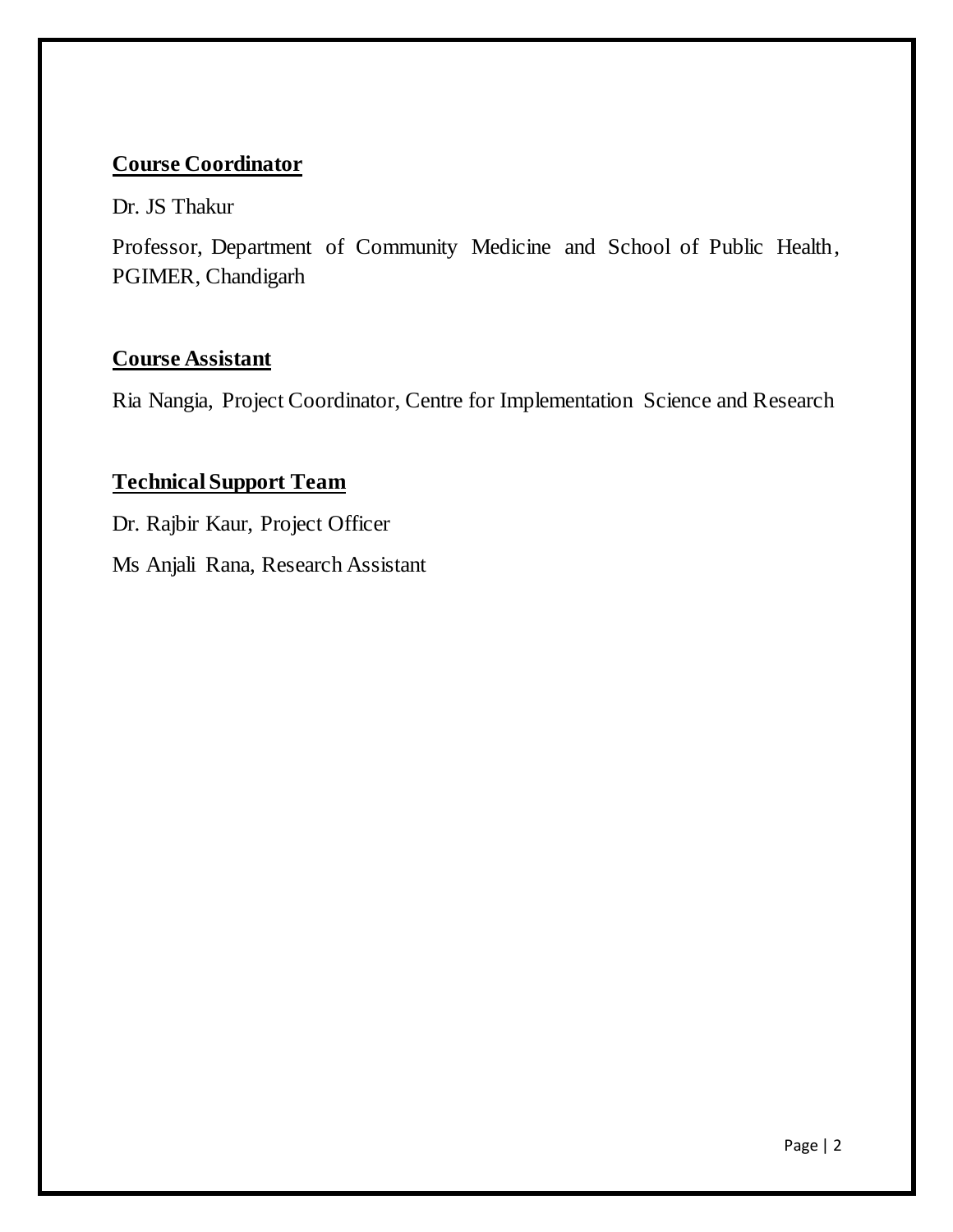## Course Coordinator

Dr. JS Thakur

Professor, Department of Community Medicine and School of Public Health, PGIMER, Chandigarh

## Course Assistant

Ria Nangia, Project Coordinator, Centre for Implementation Science and Research

## Technical Support Team

Dr. Rajbir Kaur, Project Officer

Ms Anjali Rana, Research Assistant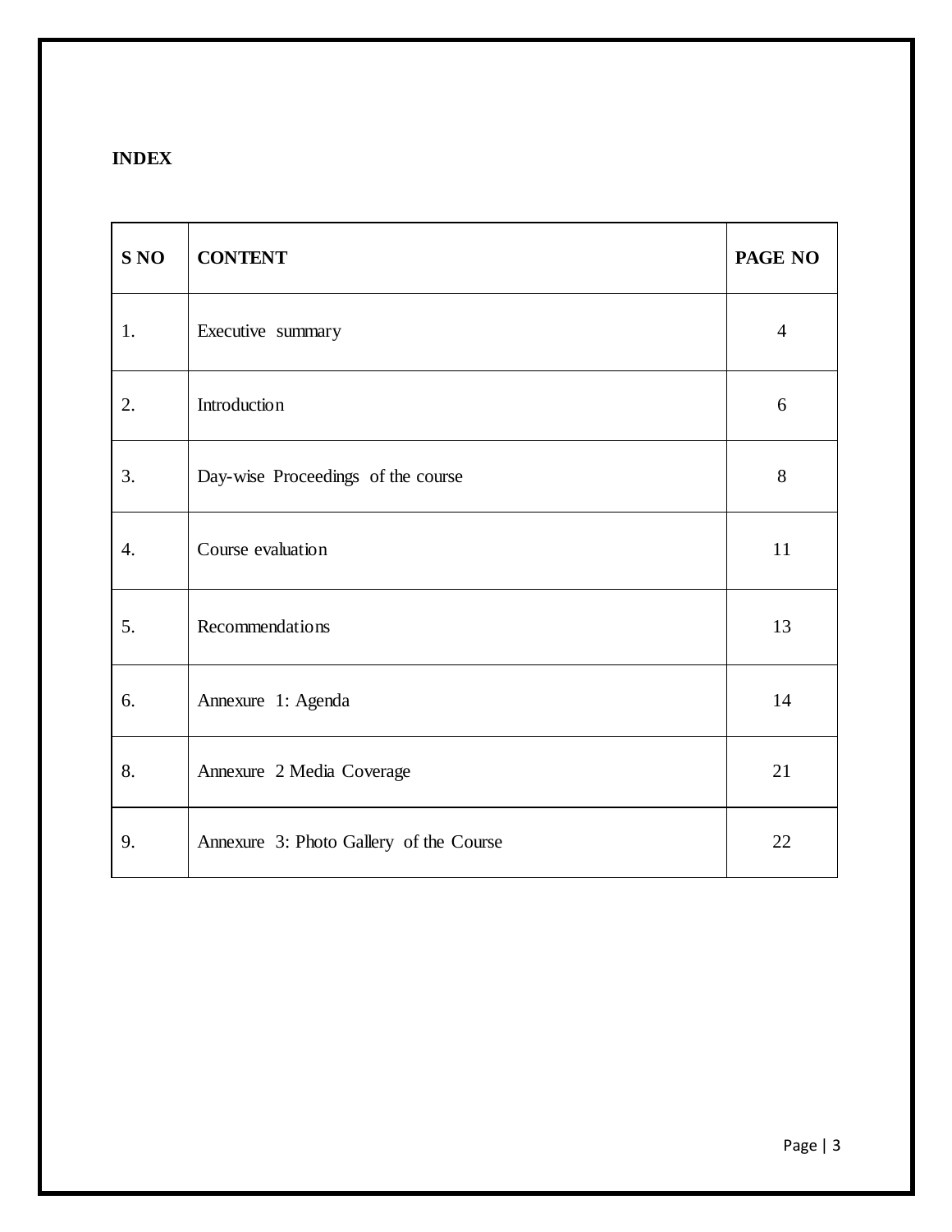**INDEX**

| S NO | CONTENT | PAGE NO |
|---|---|---|
| 1. | Executive summary | 4 |
| 2. | Introduction | 6 |
| 3. | Day-wise Proceedings of the course | 8 |
| 4. | Course evaluation | 11 |
| 5. | Recommendations | 13 |
| 6. | Annexure 1: Agenda | 14 |
| 8. | Annexure 2 Media Coverage | 21 |
| 9. | Annexure 3: Photo Gallery of the Course | 22 |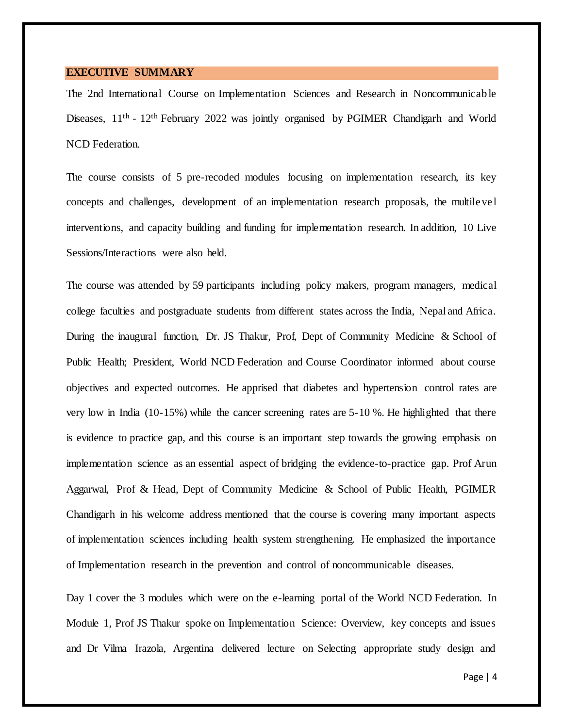## EXECUTIVE SUMMARY

The 2nd International Course on Implementation Sciences and Research in Noncommunicable Diseases, 11th - 12th February 2022 was jointly organised by PGIMER Chandigarh and World NCD Federation.

The course consists of 5 pre-recoded modules focusing on implementation research, its key concepts and challenges, development of an implementation research proposals, the multilevel interventions, and capacity building and funding for implementation research. In addition, 10 Live Sessions/Interactions were also held.

The course was attended by 59 participants including policy makers, program managers, medical college faculties and postgraduate students from different states across the India, Nepal and Africa. During the inaugural function, Dr. JS Thakur, Prof, Dept of Community Medicine & School of Public Health; President, World NCD Federation and Course Coordinator informed about course objectives and expected outcomes. He apprised that diabetes and hypertension control rates are very low in India (10-15%) while the cancer screening rates are 5-10 %. He highlighted that there is evidence to practice gap, and this course is an important step towards the growing emphasis on implementation science as an essential aspect of bridging the evidence-to-practice gap. Prof Arun Aggarwal, Prof & Head, Dept of Community Medicine & School of Public Health, PGIMER Chandigarh in his welcome address mentioned that the course is covering many important aspects of implementation sciences including health system strengthening. He emphasized the importance of Implementation research in the prevention and control of noncommunicable diseases.

Day 1 cover the 3 modules which were on the e-learning portal of the World NCD Federation. In Module 1, Prof JS Thakur spoke on Implementation Science: Overview, key concepts and issues and Dr Vilma Irazola, Argentina delivered lecture on Selecting appropriate study design and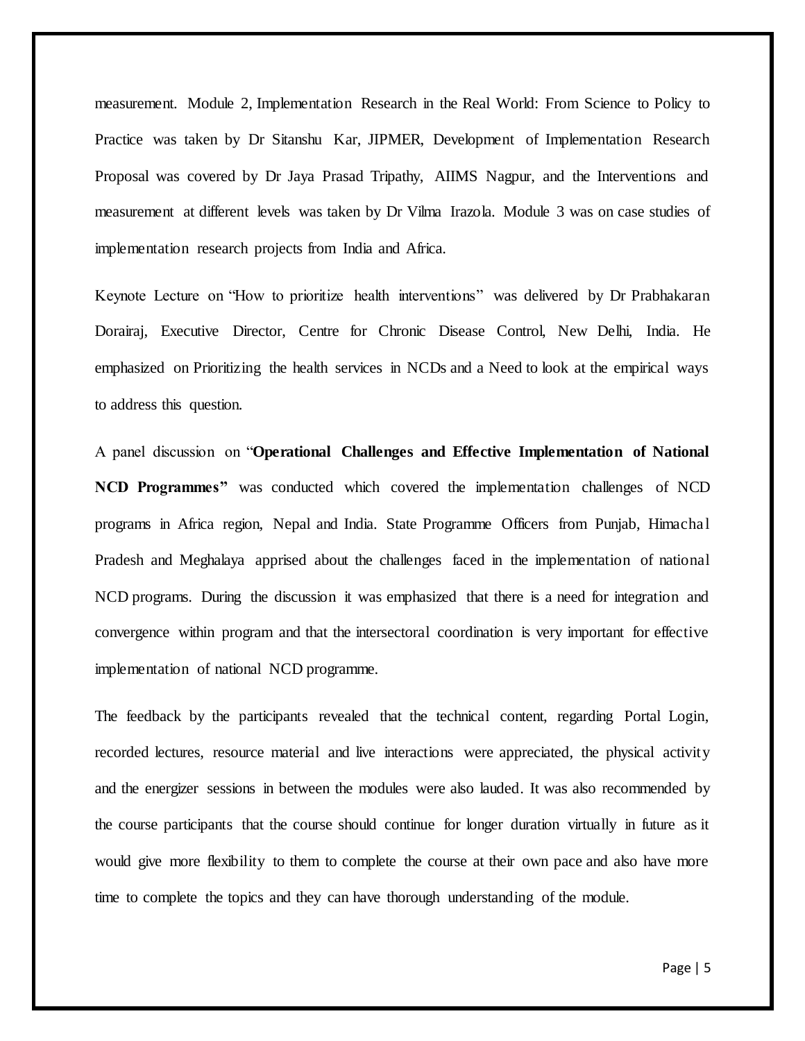measurement. Module 2, Implementation Research in the Real World: From Science to Policy to Practice was taken by Dr Sitanshu Kar, JIPMER, Development of Implementation Research Proposal was covered by Dr Jaya Prasad Tripathy, AIIMS Nagpur, and the Interventions and measurement at different levels was taken by Dr Vilma Irazola. Module 3 was on case studies of implementation research projects from India and Africa.

Keynote Lecture on "How to prioritize health interventions" was delivered by Dr Prabhakaran Dorairaj, Executive Director, Centre for Chronic Disease Control, New Delhi, India. He emphasized on Prioritizing the health services in NCDs and a Need to look at the empirical ways to address this question.

A panel discussion on "**Operational Challenges and Effective Implementation of National NCD Programmes"** was conducted which covered the implementation challenges of NCD programs in Africa region, Nepal and India. State Programme Officers from Punjab, Himachal Pradesh and Meghalaya apprised about the challenges faced in the implementation of national NCD programs. During the discussion it was emphasized that there is a need for integration and convergence within program and that the intersectoral coordination is very important for effective implementation of national NCD programme.

The feedback by the participants revealed that the technical content, regarding Portal Login, recorded lectures, resource material and live interactions were appreciated, the physical activity and the energizer sessions in between the modules were also lauded. It was also recommended by the course participants that the course should continue for longer duration virtually in future as it would give more flexibility to them to complete the course at their own pace and also have more time to complete the topics and they can have thorough understanding of the module.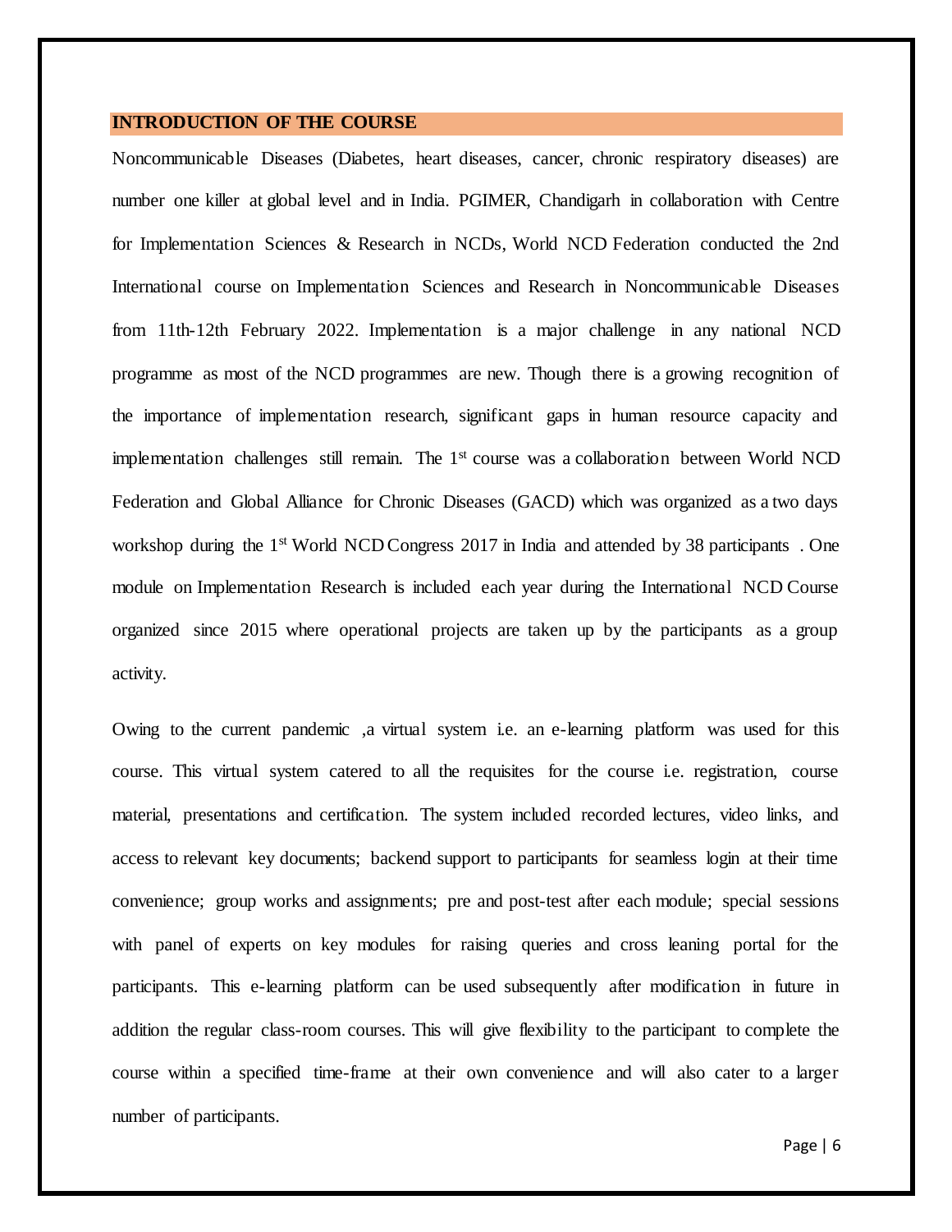## INTRODUCTION OF THE COURSE

Noncommunicable Diseases (Diabetes, heart diseases, cancer, chronic respiratory diseases) are number one killer at global level and in India. PGIMER, Chandigarh in collaboration with Centre for Implementation Sciences & Research in NCDs, World NCD Federation conducted the 2nd International course on Implementation Sciences and Research in Noncommunicable Diseases from 11th-12th February 2022. Implementation is a major challenge in any national NCD programme as most of the NCD programmes are new. Though there is a growing recognition of the importance of implementation research, significant gaps in human resource capacity and implementation challenges still remain. The 1st course was a collaboration between World NCD Federation and Global Alliance for Chronic Diseases (GACD) which was organized as a two days workshop during the 1st World NCD Congress 2017 in India and attended by 38 participants . One module on Implementation Research is included each year during the International NCD Course organized since 2015 where operational projects are taken up by the participants as a group activity.

Owing to the current pandemic ,a virtual system i.e. an e-learning platform was used for this course. This virtual system catered to all the requisites for the course i.e. registration, course material, presentations and certification. The system included recorded lectures, video links, and access to relevant key documents; backend support to participants for seamless login at their time convenience; group works and assignments; pre and post-test after each module; special sessions with panel of experts on key modules for raising queries and cross leaning portal for the participants. This e-learning platform can be used subsequently after modification in future in addition the regular class-room courses. This will give flexibility to the participant to complete the course within a specified time-frame at their own convenience and will also cater to a larger number of participants.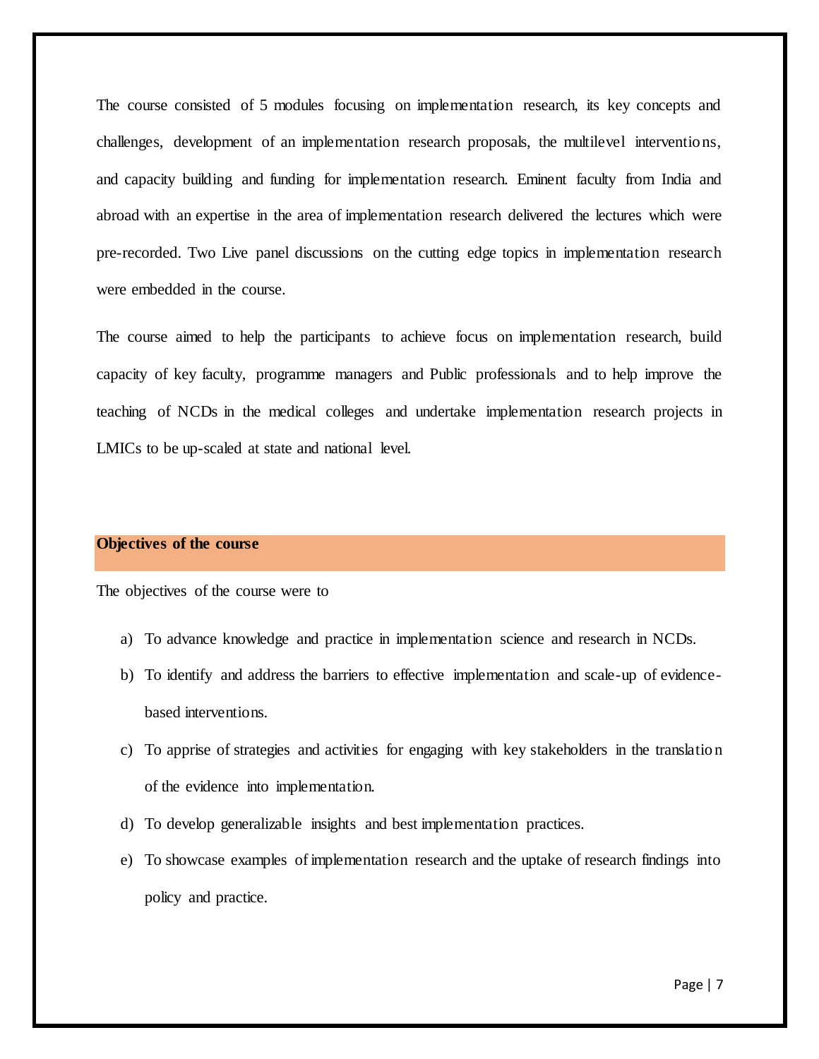The course consisted of 5 modules focusing on implementation research, its key concepts and challenges, development of an implementation research proposals, the multilevel interventions, and capacity building and funding for implementation research. Eminent faculty from India and abroad with an expertise in the area of implementation research delivered the lectures which were pre-recorded. Two Live panel discussions on the cutting edge topics in implementation research were embedded in the course.

The course aimed to help the participants to achieve focus on implementation research, build capacity of key faculty, programme managers and Public professionals and to help improve the teaching of NCDs in the medical colleges and undertake implementation research projects in LMICs to be up-scaled at state and national level.

## Objectives of the course

The objectives of the course were to

a) To advance knowledge and practice in implementation science and research in NCDs.
b) To identify and address the barriers to effective implementation and scale-up of evidence-based interventions.
c) To apprise of strategies and activities for engaging with key stakeholders in the translation of the evidence into implementation.
d) To develop generalizable insights and best implementation practices.
e) To showcase examples of implementation research and the uptake of research findings into policy and practice.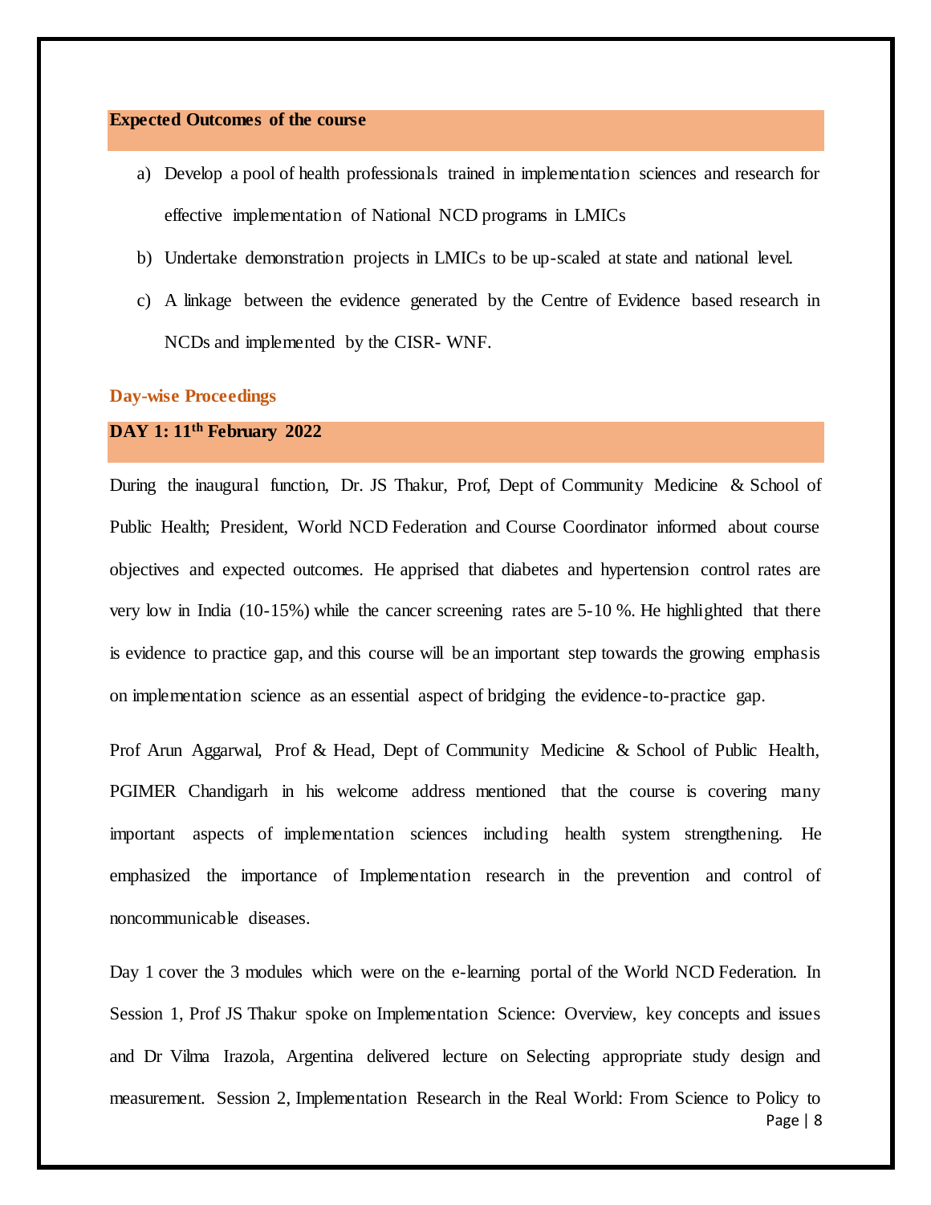## Expected Outcomes of the course

a) Develop a pool of health professionals trained in implementation sciences and research for effective implementation of National NCD programs in LMICs

b) Undertake demonstration projects in LMICs to be up-scaled at state and national level.

c) A linkage between the evidence generated by the Centre of Evidence based research in NCDs and implemented by the CISR- WNF.

## Day-wise Proceedings

### DAY 1: 11th February 2022

During the inaugural function, Dr. JS Thakur, Prof, Dept of Community Medicine & School of Public Health; President, World NCD Federation and Course Coordinator informed about course objectives and expected outcomes. He apprised that diabetes and hypertension control rates are very low in India (10-15%) while the cancer screening rates are 5-10 %. He highlighted that there is evidence to practice gap, and this course will be an important step towards the growing emphasis on implementation science as an essential aspect of bridging the evidence-to-practice gap.

Prof Arun Aggarwal, Prof & Head, Dept of Community Medicine & School of Public Health, PGIMER Chandigarh in his welcome address mentioned that the course is covering many important aspects of implementation sciences including health system strengthening. He emphasized the importance of Implementation research in the prevention and control of noncommunicable diseases.

Day 1 cover the 3 modules which were on the e-learning portal of the World NCD Federation. In Session 1, Prof JS Thakur spoke on Implementation Science: Overview, key concepts and issues and Dr Vilma Irazola, Argentina delivered lecture on Selecting appropriate study design and measurement. Session 2, Implementation Research in the Real World: From Science to Policy to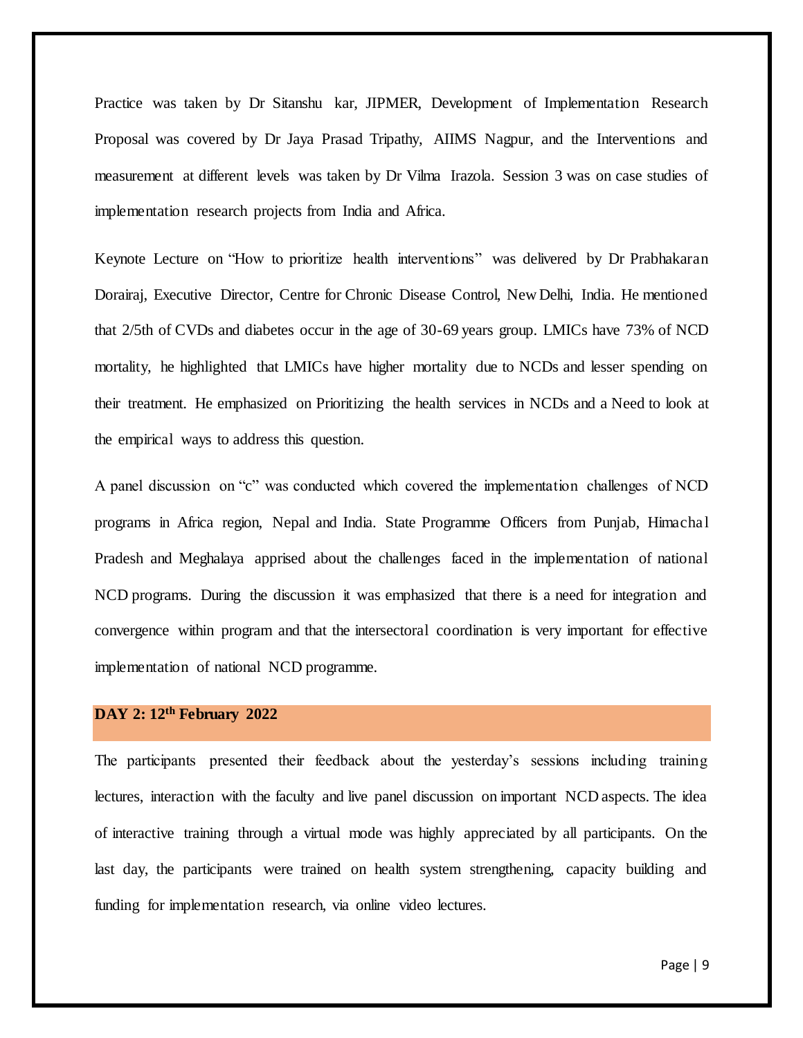Practice was taken by Dr Sitanshu kar, JIPMER, Development of Implementation Research Proposal was covered by Dr Jaya Prasad Tripathy, AIIMS Nagpur, and the Interventions and measurement at different levels was taken by Dr Vilma Irazola. Session 3 was on case studies of implementation research projects from India and Africa.

Keynote Lecture on "How to prioritize health interventions" was delivered by Dr Prabhakaran Dorairaj, Executive Director, Centre for Chronic Disease Control, New Delhi, India. He mentioned that 2/5th of CVDs and diabetes occur in the age of 30-69 years group. LMICs have 73% of NCD mortality, he highlighted that LMICs have higher mortality due to NCDs and lesser spending on their treatment. He emphasized on Prioritizing the health services in NCDs and a Need to look at the empirical ways to address this question.

A panel discussion on "c" was conducted which covered the implementation challenges of NCD programs in Africa region, Nepal and India. State Programme Officers from Punjab, Himachal Pradesh and Meghalaya apprised about the challenges faced in the implementation of national NCD programs. During the discussion it was emphasized that there is a need for integration and convergence within program and that the intersectoral coordination is very important for effective implementation of national NCD programme.

## DAY 2: 12th February 2022

The participants presented their feedback about the yesterday's sessions including training lectures, interaction with the faculty and live panel discussion on important NCD aspects. The idea of interactive training through a virtual mode was highly appreciated by all participants. On the last day, the participants were trained on health system strengthening, capacity building and funding for implementation research, via online video lectures.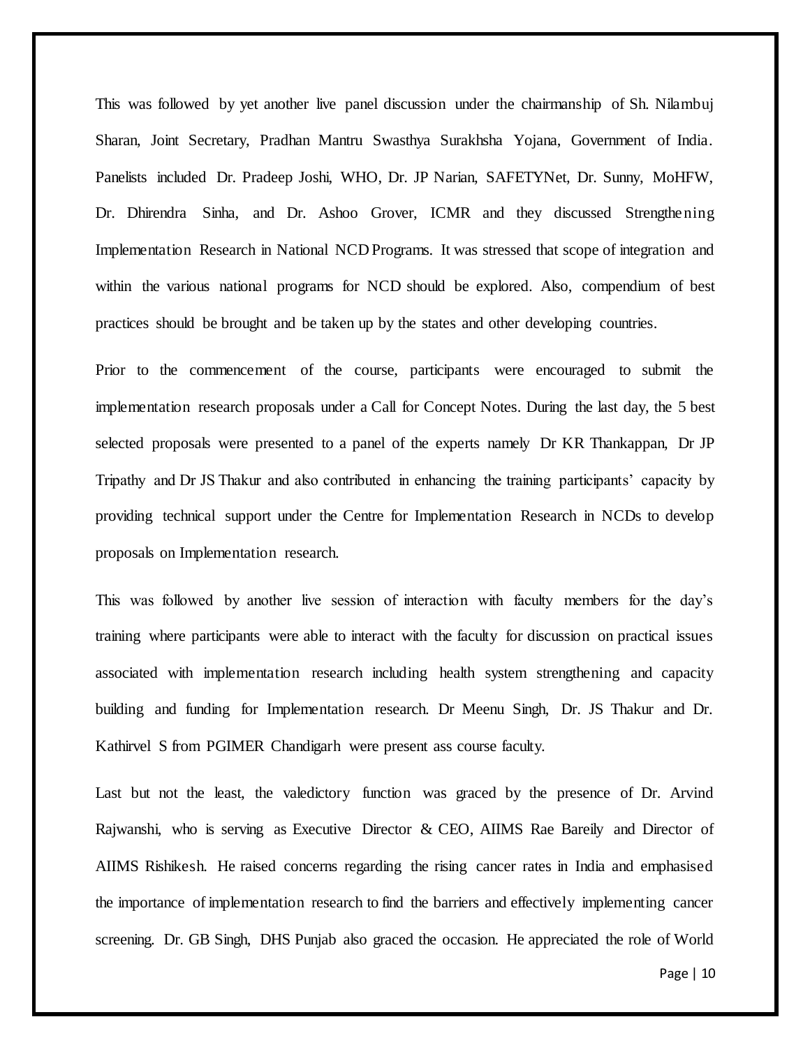This was followed by yet another live panel discussion under the chairmanship of Sh. Nilambuj Sharan, Joint Secretary, Pradhan Mantru Swasthya Surakhsha Yojana, Government of India. Panelists included Dr. Pradeep Joshi, WHO, Dr. JP Narian, SAFETYNet, Dr. Sunny, MoHFW, Dr. Dhirendra Sinha, and Dr. Ashoo Grover, ICMR and they discussed Strengthening Implementation Research in National NCD Programs. It was stressed that scope of integration and within the various national programs for NCD should be explored. Also, compendium of best practices should be brought and be taken up by the states and other developing countries.

Prior to the commencement of the course, participants were encouraged to submit the implementation research proposals under a Call for Concept Notes. During the last day, the 5 best selected proposals were presented to a panel of the experts namely Dr KR Thankappan, Dr JP Tripathy and Dr JS Thakur and also contributed in enhancing the training participants' capacity by providing technical support under the Centre for Implementation Research in NCDs to develop proposals on Implementation research.

This was followed by another live session of interaction with faculty members for the day's training where participants were able to interact with the faculty for discussion on practical issues associated with implementation research including health system strengthening and capacity building and funding for Implementation research. Dr Meenu Singh, Dr. JS Thakur and Dr. Kathirvel S from PGIMER Chandigarh were present ass course faculty.

Last but not the least, the valedictory function was graced by the presence of Dr. Arvind Rajwanshi, who is serving as Executive Director & CEO, AIIMS Rae Bareily and Director of AIIMS Rishikesh. He raised concerns regarding the rising cancer rates in India and emphasised the importance of implementation research to find the barriers and effectively implementing cancer screening. Dr. GB Singh, DHS Punjab also graced the occasion. He appreciated the role of World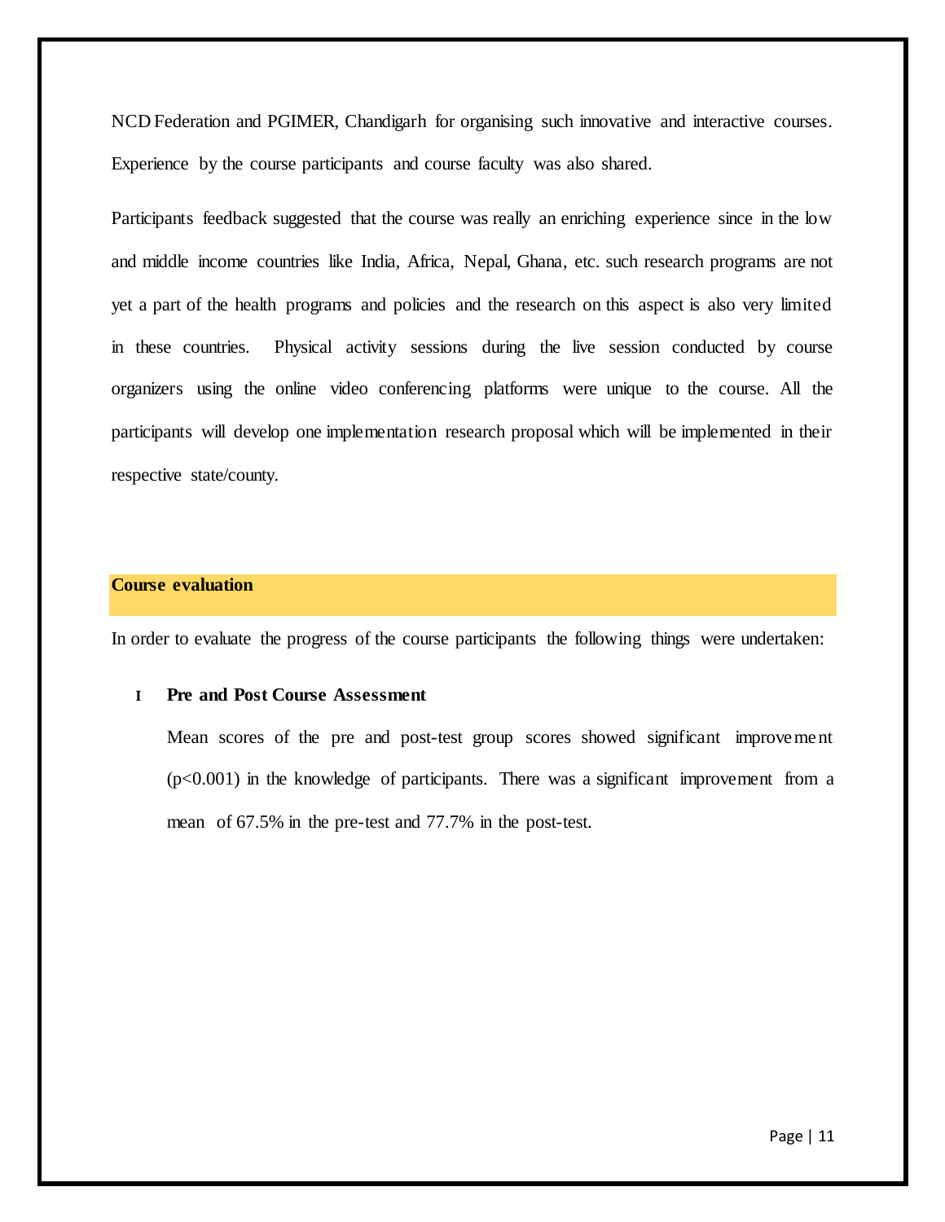NCD Federation and PGIMER, Chandigarh for organising such innovative and interactive courses. Experience by the course participants and course faculty was also shared.

Participants feedback suggested that the course was really an enriching experience since in the low and middle income countries like India, Africa, Nepal, Ghana, etc. such research programs are not yet a part of the health programs and policies and the research on this aspect is also very limited in these countries. Physical activity sessions during the live session conducted by course organizers using the online video conferencing platforms were unique to the course. All the participants will develop one implementation research proposal which will be implemented in their respective state/county.

## Course evaluation

In order to evaluate the progress of the course participants the following things were undertaken:

I **Pre and Post Course Assessment**

Mean scores of the pre and post-test group scores showed significant improvement ($p<0.001$) in the knowledge of participants. There was a significant improvement from a mean of 67.5% in the pre-test and 77.7% in the post-test.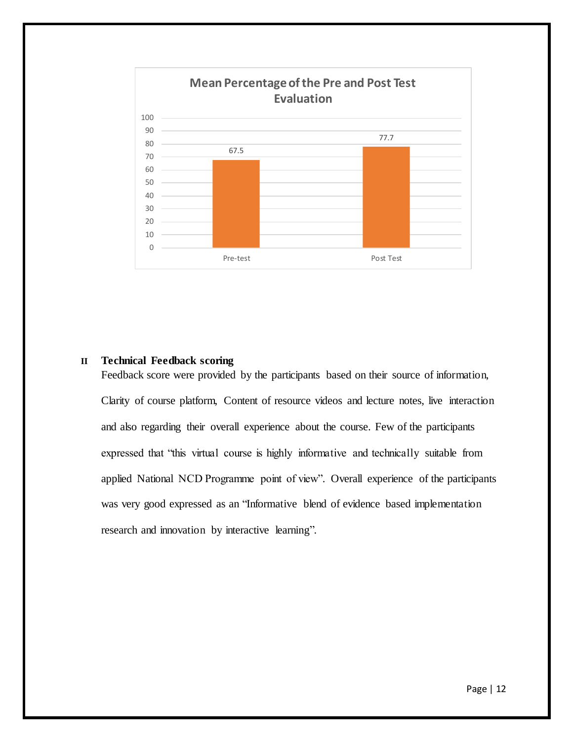**Mean Percentage of the Pre and Post Test Evaluation**

| | Mean Percentage |
|---|---|
| Pre-test | 67.5 |
| Post Test | 77.7 |

## II Technical Feedback scoring

Feedback score were provided by the participants based on their source of information, Clarity of course platform, Content of resource videos and lecture notes, live interaction and also regarding their overall experience about the course. Few of the participants expressed that "this virtual course is highly informative and technically suitable from applied National NCD Programme point of view". Overall experience of the participants was very good expressed as an "Informative blend of evidence based implementation research and innovation by interactive learning".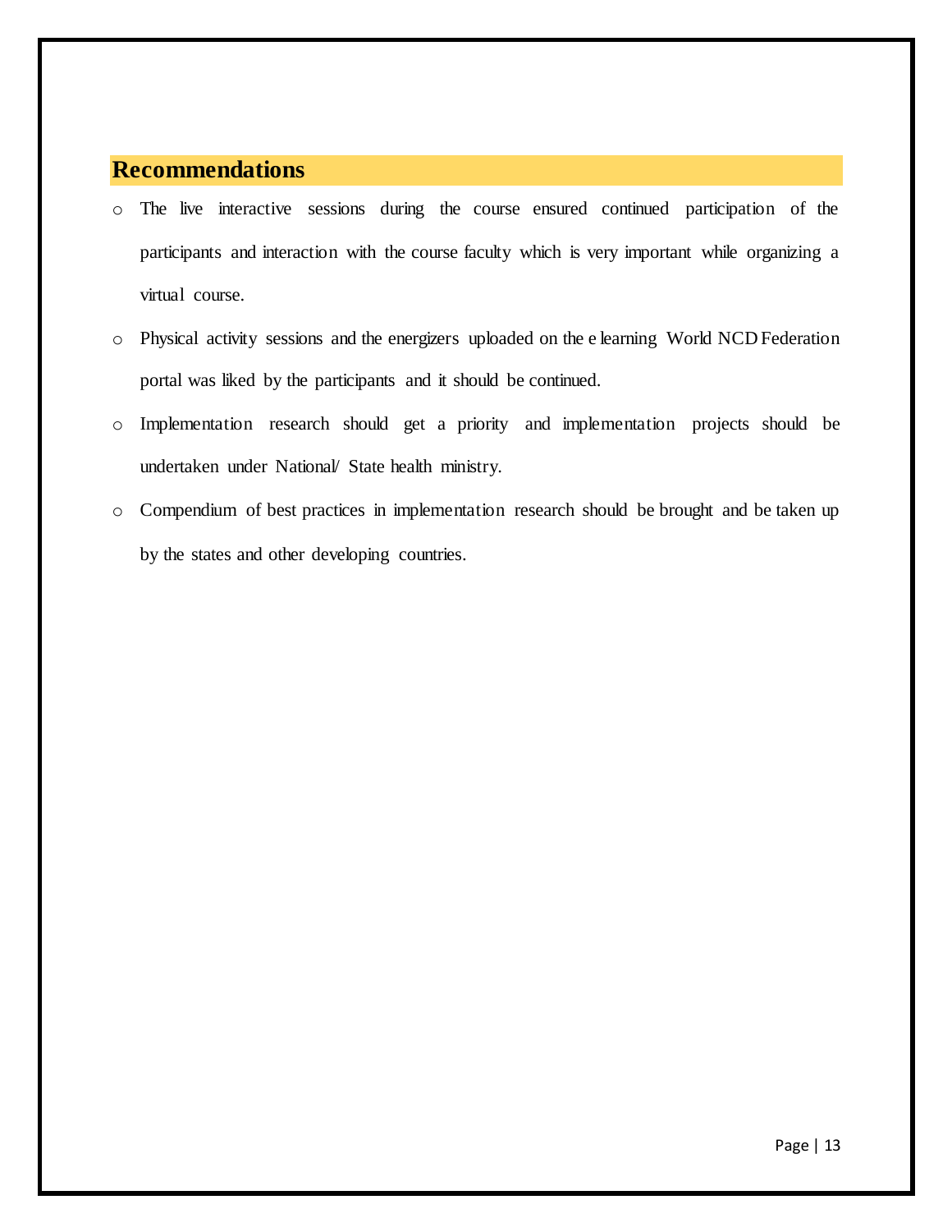## Recommendations

- The live interactive sessions during the course ensured continued participation of the participants and interaction with the course faculty which is very important while organizing a virtual course.
- Physical activity sessions and the energizers uploaded on the e learning World NCD Federation portal was liked by the participants and it should be continued.
- Implementation research should get a priority and implementation projects should be undertaken under National/ State health ministry.
- Compendium of best practices in implementation research should be brought and be taken up by the states and other developing countries.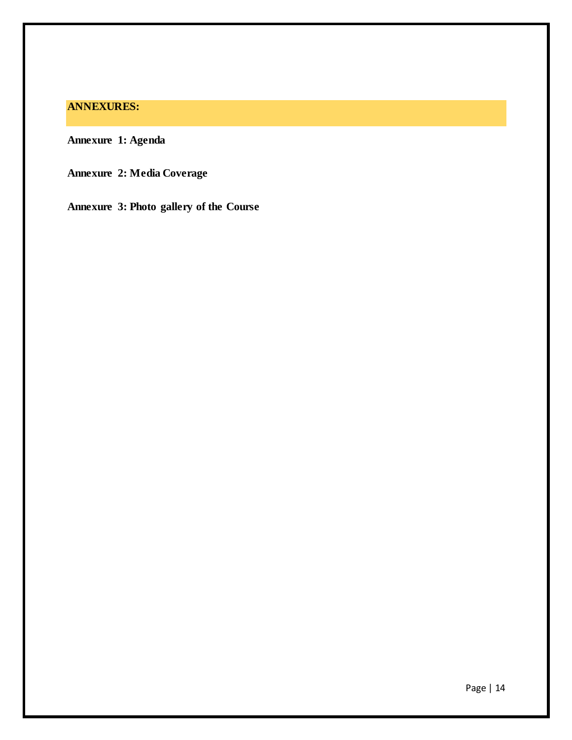## ANNEXURES:

**Annexure 1: Agenda**

**Annexure 2: Media Coverage**

**Annexure 3: Photo gallery of the Course**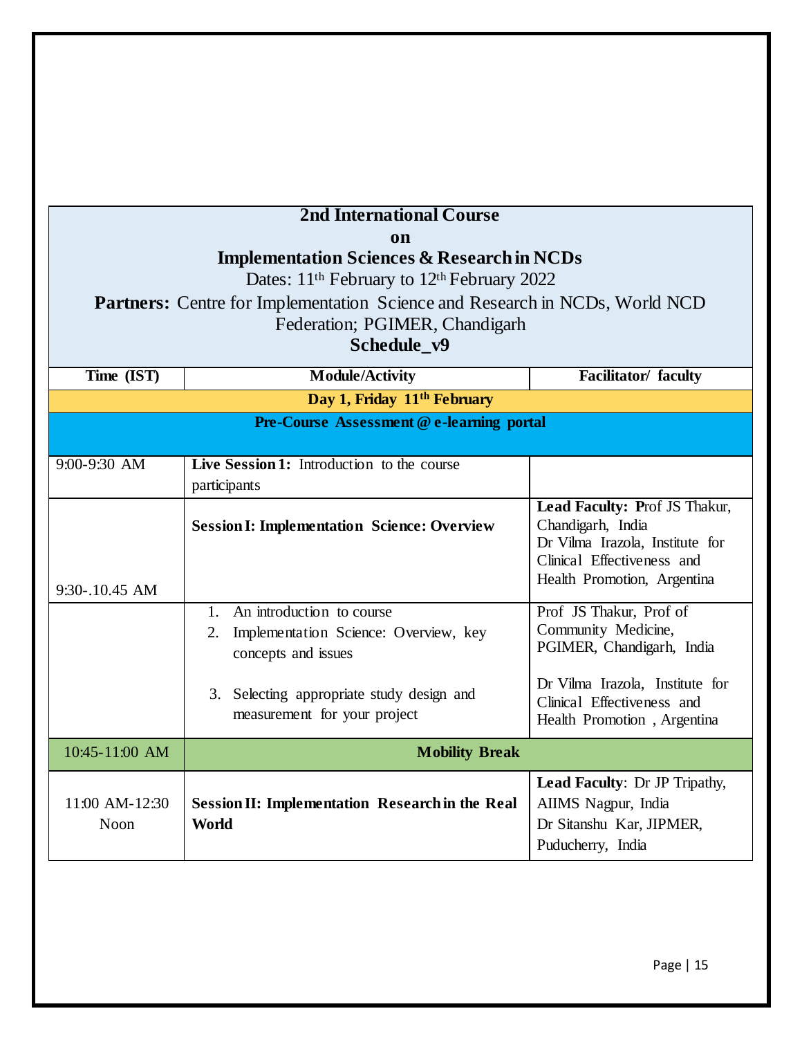| **2nd International Course on Implementation Sciences & Research in NCDs**<br>Dates: 11th February to 12th February 2022<br>**Partners:** Centre for Implementation Science and Research in NCDs, World NCD Federation; PGIMER, Chandigarh<br>**Schedule_v9** | | |
|---|---|---|
| **Time (IST)** | **Module/Activity** | **Facilitator/ faculty** |
| | **Day 1, Friday 11th February** | |
| | **Pre-Course Assessment @ e-learning portal** | |
| 9:00-9:30 AM | **Live Session 1:** Introduction to the course participants | |
| 9:30-.10.45 AM | **Session I: Implementation Science: Overview** | **Lead Faculty:** Prof JS Thakur, Chandigarh, India<br>Dr Vilma Irazola, Institute for Clinical Effectiveness and Health Promotion, Argentina |
| | 1. An introduction to course<br>2. Implementation Science: Overview, key concepts and issues<br>3. Selecting appropriate study design and measurement for your project | Prof JS Thakur, Prof of Community Medicine, PGIMER, Chandigarh, India<br>Dr Vilma Irazola, Institute for Clinical Effectiveness and Health Promotion , Argentina |
| 10:45-11:00 AM | **Mobility Break** | |
| 11:00 AM-12:30 Noon | **Session II: Implementation Research in the Real World** | **Lead Faculty**: Dr JP Tripathy, AIIMS Nagpur, India<br>Dr Sitanshu Kar, JIPMER, Puducherry, India |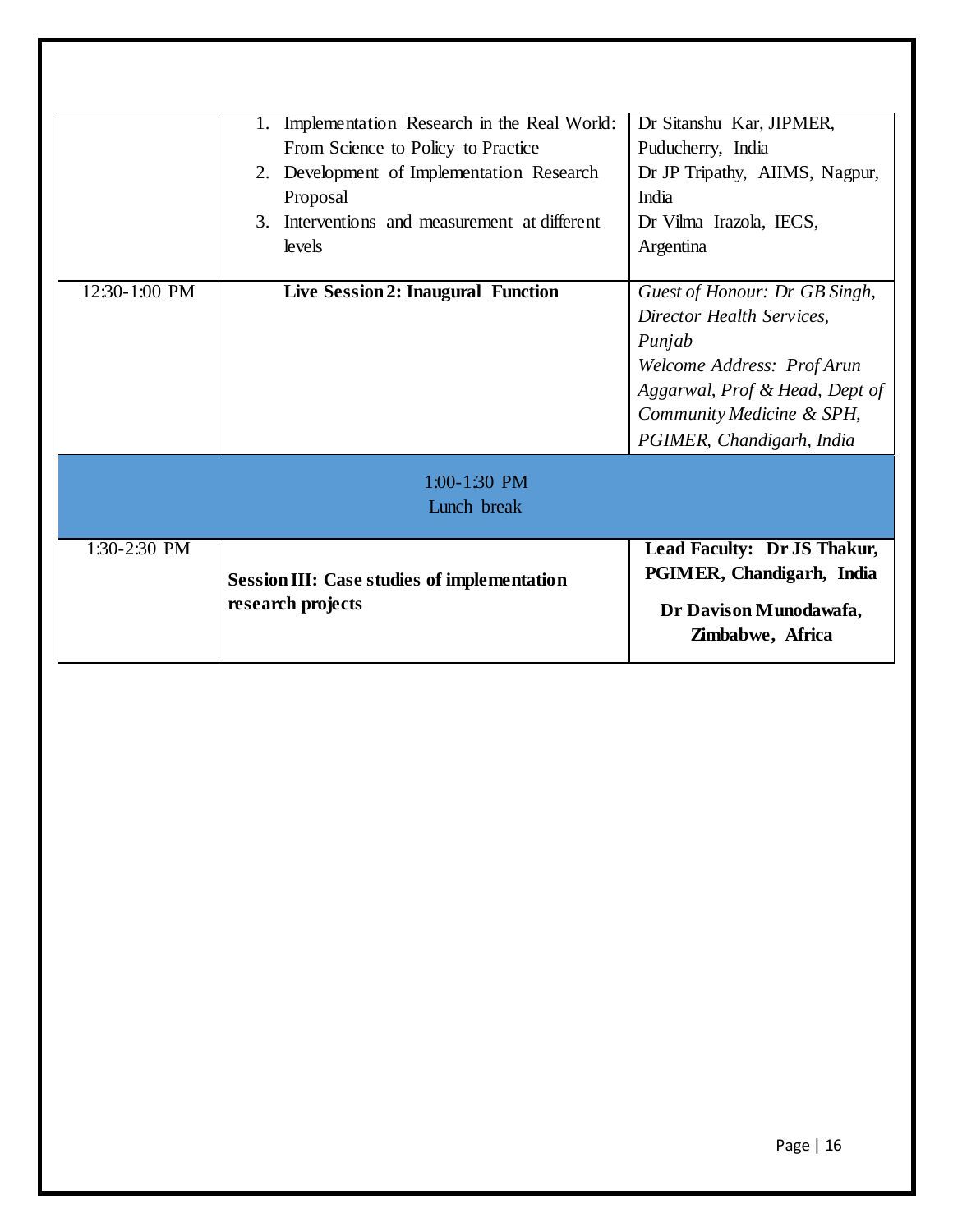| | | |
|---|---|---|
| | 1. Implementation Research in the Real World: From Science to Policy to Practice<br>2. Development of Implementation Research Proposal<br>3. Interventions and measurement at different levels | Dr Sitanshu Kar, JIPMER, Puducherry, India<br>Dr JP Tripathy, AIIMS, Nagpur, India<br>Dr Vilma Irazola, IECS, Argentina |
| 12:30-1:00 PM | **Live Session 2: Inaugural Function** | *Guest of Honour: Dr GB Singh, Director Health Services, Punjab*<br>*Welcome Address: Prof Arun Aggarwal, Prof & Head, Dept of Community Medicine & SPH, PGIMER, Chandigarh, India* |
| 1:00-1:30 PM<br>Lunch break | | |
| 1:30-2:30 PM | **Session III: Case studies of implementation research projects** | **Lead Faculty: Dr JS Thakur, PGIMER, Chandigarh, India**<br>**Dr Davison Munodawafa, Zimbabwe, Africa** |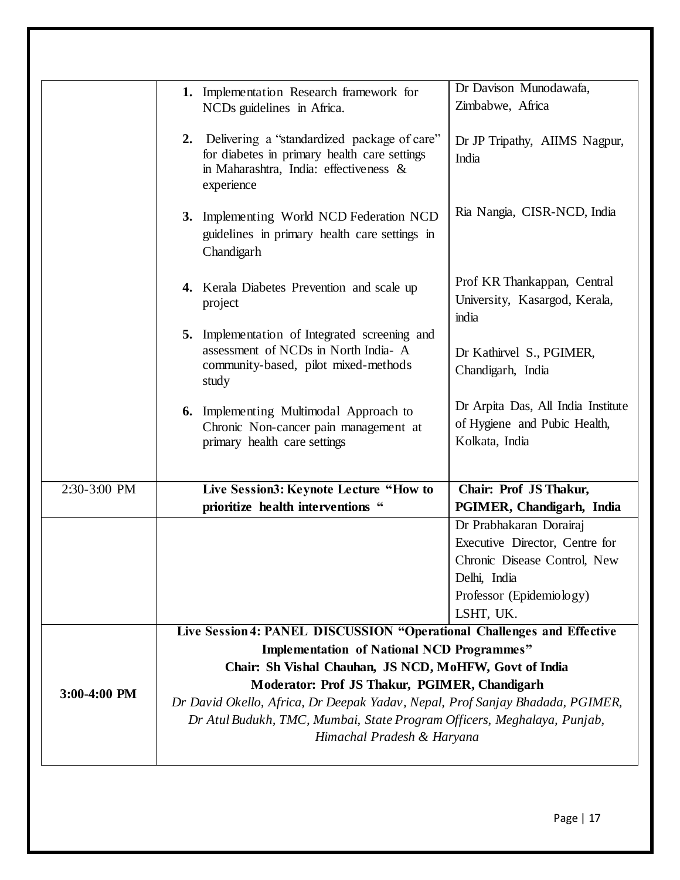| | | |
|---|---|---|
| | 1. Implementation Research framework for NCDs guidelines in Africa. | Dr Davison Munodawafa, Zimbabwe, Africa |
| | 2. Delivering a "standardized package of care" for diabetes in primary health care settings in Maharashtra, India: effectiveness & experience | Dr JP Tripathy, AIIMS Nagpur, India |
| | 3. Implementing World NCD Federation NCD guidelines in primary health care settings in Chandigarh | Ria Nangia, CISR-NCD, India |
| | 4. Kerala Diabetes Prevention and scale up project | Prof KR Thankappan, Central University, Kasargod, Kerala, india |
| | 5. Implementation of Integrated screening and assessment of NCDs in North India- A community-based, pilot mixed-methods study | Dr Kathirvel S., PGIMER, Chandigarh, India |
| | 6. Implementing Multimodal Approach to Chronic Non-cancer pain management at primary health care settings | Dr Arpita Das, All India Institute of Hygiene and Pubic Health, Kolkata, India |
| 2:30-3:00 PM | **Live Session3: Keynote Lecture "How to prioritize health interventions "** | **Chair: Prof JS Thakur, PGIMER, Chandigarh, India** |
| | | Dr Prabhakaran Dorairaj Executive Director, Centre for Chronic Disease Control, New Delhi, India Professor (Epidemiology) LSHT, UK. |
| **3:00-4:00 PM** | **Live Session 4: PANEL DISCUSSION "Operational Challenges and Effective Implementation of National NCD Programmes"** **Chair: Sh Vishal Chauhan, JS NCD, MoHFW, Govt of India** **Moderator: Prof JS Thakur, PGIMER, Chandigarh** *Dr David Okello, Africa, Dr Deepak Yadav, Nepal, Prof Sanjay Bhadada, PGIMER, Dr Atul Budukh, TMC, Mumbai, State Program Officers, Meghalaya, Punjab, Himachal Pradesh & Haryana* | |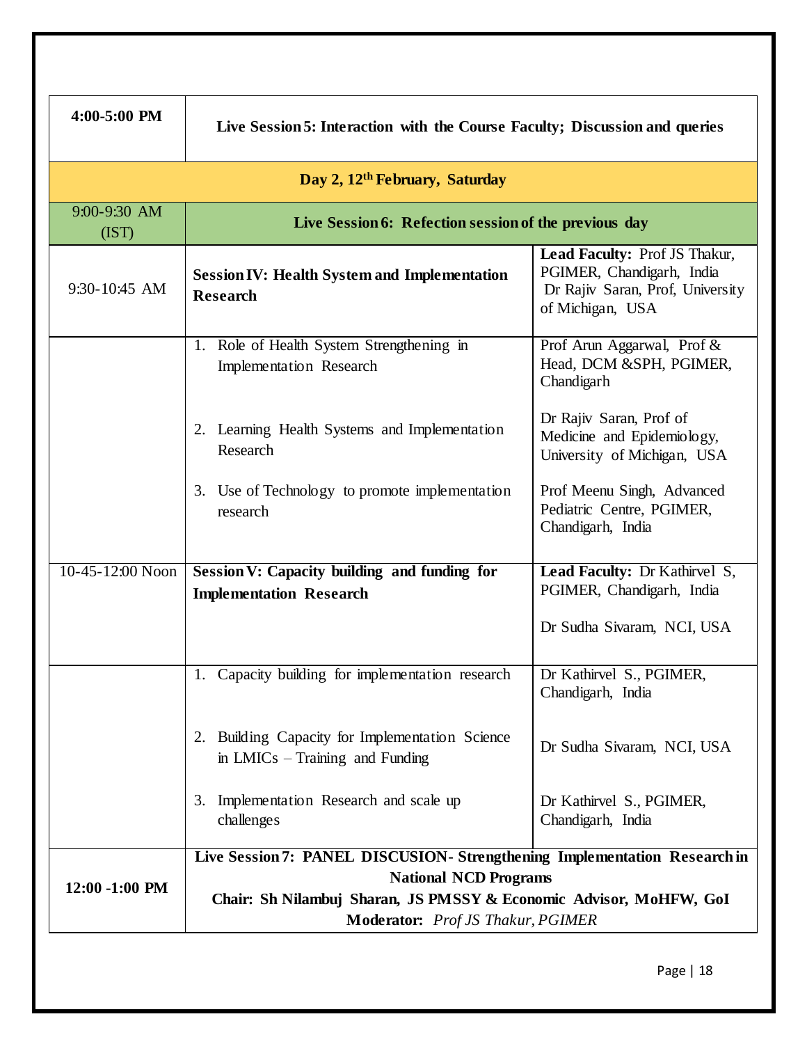| | | |
|---|---|---|
| **4:00-5:00 PM** | **Live Session 5: Interaction with the Course Faculty; Discussion and queries** | |
| | **Day 2, 12th February, Saturday** | |
| 9:00-9:30 AM (IST) | **Live Session 6: Refection session of the previous day** | |
| 9:30-10:45 AM | **Session IV: Health System and Implementation Research** | **Lead Faculty:** Prof JS Thakur, PGIMER, Chandigarh, India<br>Dr Rajiv Saran, Prof, University of Michigan, USA |
| | 1. Role of Health System Strengthening in Implementation Research<br><br>2. Learning Health Systems and Implementation Research<br><br>3. Use of Technology to promote implementation research | Prof Arun Aggarwal, Prof & Head, DCM &SPH, PGIMER, Chandigarh<br><br>Dr Rajiv Saran, Prof of Medicine and Epidemiology, University of Michigan, USA<br><br>Prof Meenu Singh, Advanced Pediatric Centre, PGIMER, Chandigarh, India |
| 10-45-12:00 Noon | **Session V: Capacity building and funding for Implementation Research** | **Lead Faculty:** Dr Kathirvel S, PGIMER, Chandigarh, India<br><br>Dr Sudha Sivaram, NCI, USA |
| | 1. Capacity building for implementation research<br><br>2. Building Capacity for Implementation Science in LMICs – Training and Funding<br><br>3. Implementation Research and scale up challenges | Dr Kathirvel S., PGIMER, Chandigarh, India<br><br>Dr Sudha Sivaram, NCI, USA<br><br>Dr Kathirvel S., PGIMER, Chandigarh, India |
| **12:00 -1:00 PM** | **Live Session 7: PANEL DISCUSION- Strengthening Implementation Research in National NCD Programs**<br>**Chair: Sh Nilambuj Sharan, JS PMSSY & Economic Advisor, MoHFW, GoI**<br>**Moderator:** *Prof JS Thakur, PGIMER* | |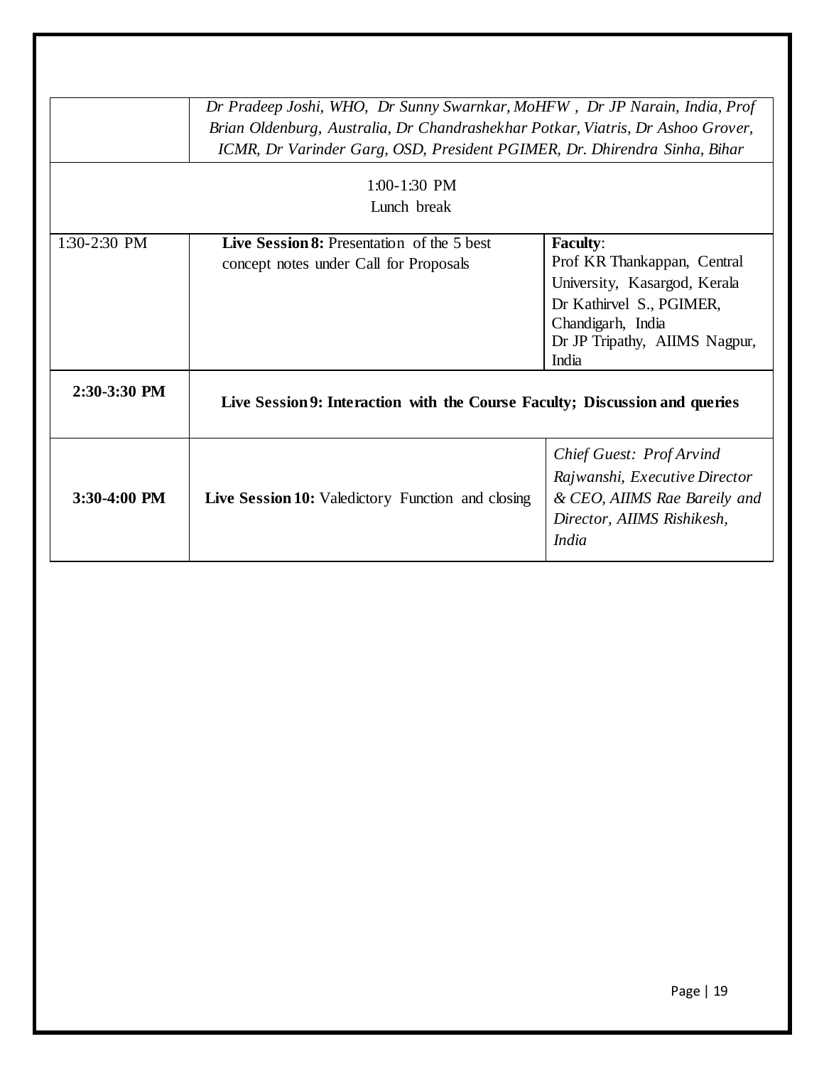| | | |
|---|---|---|
| | *Dr Pradeep Joshi, WHO, Dr Sunny Swarnkar, MoHFW , Dr JP Narain, India, Prof Brian Oldenburg, Australia, Dr Chandrashekhar Potkar, Viatris, Dr Ashoo Grover, ICMR, Dr Varinder Garg, OSD, President PGIMER, Dr. Dhirendra Sinha, Bihar* | |
| 1:00-1:30 PM Lunch break | | |
| 1:30-2:30 PM | **Live Session 8:** Presentation of the 5 best concept notes under Call for Proposals | **Faculty**: Prof KR Thankappan, Central University, Kasargod, Kerala Dr Kathirvel S., PGIMER, Chandigarh, India Dr JP Tripathy, AIIMS Nagpur, India |
| **2:30-3:30 PM** | **Live Session 9: Interaction with the Course Faculty; Discussion and queries** | |
| **3:30-4:00 PM** | **Live Session 10:** Valedictory Function and closing | *Chief Guest: Prof Arvind Rajwanshi, Executive Director & CEO, AIIMS Rae Bareily and Director, AIIMS Rishikesh, India* |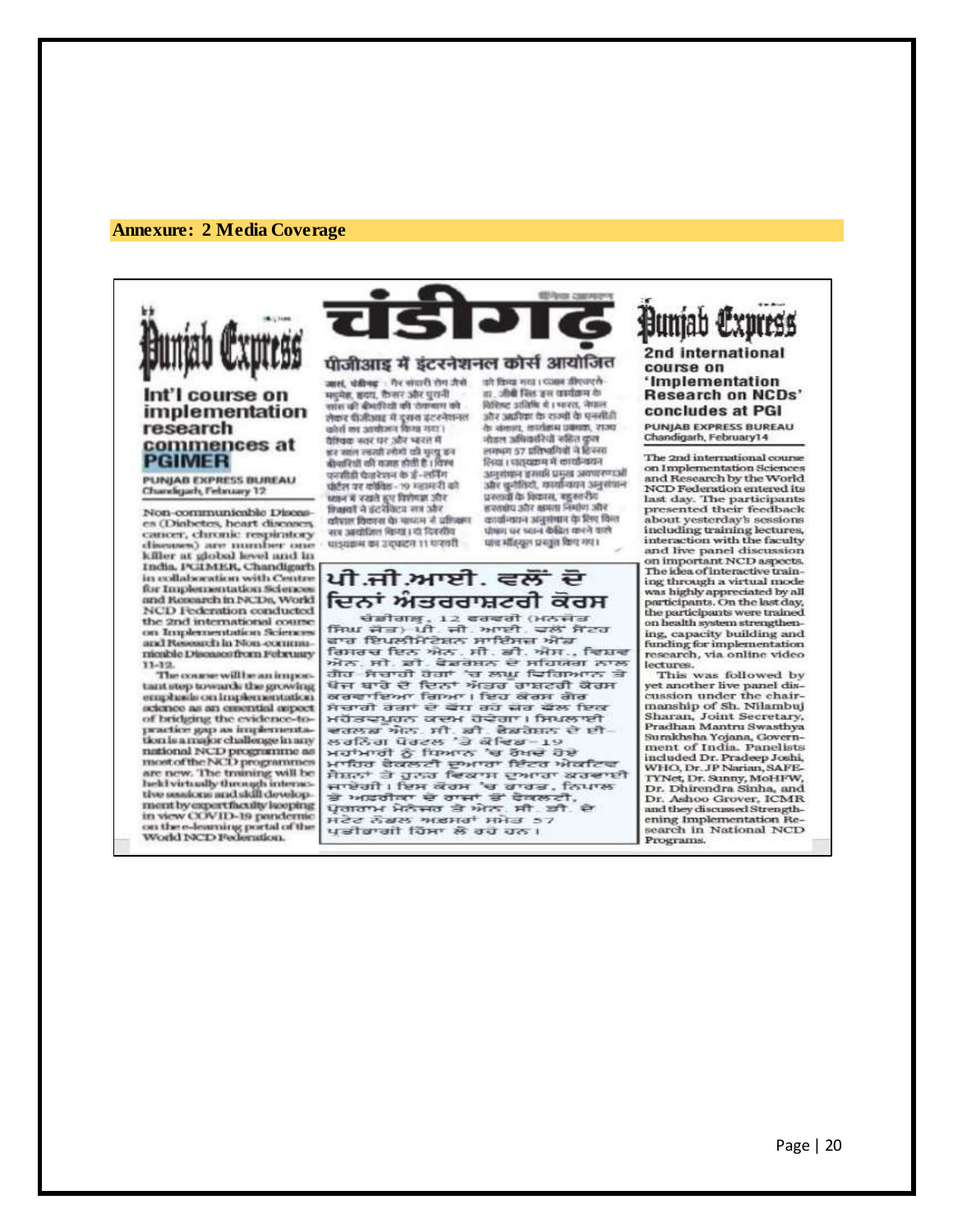## Annexure: 2 Media Coverage

**Punjab Express**

### Int'l course on implementation research commences at PGIMER

PUNJAB EXPRESS BUREAU
Chandigarh, February 12

Non-communicable Diseases (Diabetes, heart diseases, cancer, chronic respiratory diseases) are number one killer at global level and in India. PGIMER, Chandigarh in collaboration with Centre for Implementation Sciences and Research in NCDs, World NCD Federation conducted the 2nd international course on Implementation Sciences and Research in Non-communicable Diseases from February 11-12.

The course will be an important step towards the growing emphasis on implementation science as an essential aspect of bridging the evidence-to-practice gap as implementation is a major challenge in any national NCD programme as most of the NCD programmes are new. The training will be held virtually through interactive sessions and skill development by expert faculty keeping in view COVID-19 pandemic on the e-learning portal of the World NCD Federation.

**चंडीगढ़**

### पीजीआइ में इंटरनेशनल कोर्स आयोजित

जासं, चंडीगढ़ : गैर संचारी रोग जैसे मधुमेह, हृदय, कैंसर और पुरानी सांस की बीमारियों की रोकथाम को लेकर पीजीआइ में दूसरा इंटरनेशनल कोर्स का आयोजन किया गया। वैश्विक स्तर पर और भारत में हर साल लाखों लोगों की मृत्यु इन बीमारियों की वजह होती है। विश्व एनसीडी फेडरेशन के ई-लर्निंग पोर्टल पर कोविड-19 महामारी को ध्यान में रखते हुए विशेषज्ञ और शिक्षकों ने इंटरैक्टिव सत्र और कौशल विकास के माध्यम से प्रशिक्षण सत्र आयोजित किया। दो दिवसीय पाठ्यक्रम का उद्घाटन 11 फरवरी को किया गया। पीजीआइ निदेशक डा. जीडी पुरी इस कार्यक्रम के विशिष्ट अतिथि थे। भारत, नेपाल और अफ्रीका के राज्यों के एनसीडी के संकाय, कार्यक्रम प्रबंधक, राज्य नोडल अधिकारियों सहित कुल लगभग 57 प्रतिभागियों ने हिस्सा लिया। पाठ्यक्रम में कार्यान्वयन अनुसंधान इसकी प्रमुख अवधारणाओं और चुनौतियों, कार्यान्वयन अनुसंधान प्रस्तावों के विकास, बहुस्तरीय हस्तक्षेप और क्षमता निर्माण और कार्यान्वयन अनुसंधान के लिए वित्त पोषण पर ध्यान केंद्रित करने वाले पांच मॉड्यूल प्रस्तुत किए गए।

### ਪੀ.ਜੀ.ਆਈ. ਵਲੋਂ ਦੋ ਦਿਨਾਂ ਅੰਤਰਰਾਸ਼ਟਰੀ ਕੋਰਸ

ਚੰਡੀਗੜ੍ਹ, 12 ਫਰਵਰੀ (ਮਨਜੋਤ ਸਿੰਘ ਜੋਤ)-ਪੀ. ਜੀ. ਆਈ. ਵਲੋਂ ਸੈਂਟਰ ਫਾਰ ਇਮਪਲੀਮੈਂਟੇਸ਼ਨ ਸਾਇੰਸਜ਼ ਐਂਡ ਰਿਸਰਚ ਇਨ ਐਨ. ਸੀ. ਡੀ. ਐਸ., ਵਿਸ਼ਵ ਐਨ. ਸੀ. ਡੀ. ਫੈਡਰੇਸ਼ਨ ਦੇ ਸਹਿਯੋਗ ਨਾਲ ਗੈਰ ਸੰਚਾਰੀ ਰੋਗਾਂ 'ਚ ਲਾਗੂ ਵਿਗਿਆਨ ਤੇ ਖੋਜ ਬਾਰੇ ਦੋ ਦਿਨਾਂ ਅੰਤਰ ਰਾਸ਼ਟਰੀ ਕੋਰਸ ਕਰਵਾਇਆ ਗਿਆ। ਇਹ ਕੋਰਸ ਗੈਰ ਸੰਚਾਰੀ ਰੋਗਾਂ ਦੇ ਵੱਧ ਰਹੇ ਜ਼ੋਰ ਵੱਲ ਇਕ ਮਹੱਤਵਪੂਰਨ ਕਦਮ ਹੋਵੇਗਾ। ਸਿਖਲਾਈ ਵਰਲਡ ਐਨ. ਸੀ. ਡੀ. ਫੈਡਰੇਸ਼ਨ ਦੇ ਈ-ਲਰਨਿੰਗ ਪੋਰਟਲ 'ਤੇ ਕੋਵਿਡ-19 ਮਹਾਂਮਾਰੀ ਨੂੰ ਧਿਆਨ 'ਚ ਰੱਖਦੇ ਹੋਏ ਮਾਹਿਰ ਫੈਕਲਟੀ ਦੁਆਰਾ ਇੰਟਰ ਐਕਟਿਵ ਸੈਸ਼ਨਾਂ ਤੇ ਹੁਨਰ ਵਿਕਾਸ ਦੁਆਰਾ ਕਰਵਾਈ ਜਾਏਗੀ। ਇਸ ਕੋਰਸ 'ਚ ਭਾਰਤ, ਨਿਪਾਲ ਤੇ ਅਫ਼ਰੀਕਾ ਦੇ ਰਾਜਾਂ ਤੋਂ ਫੈਕਲਟੀ, ਪ੍ਰੋਗਰਾਮ ਮੈਨੇਜਰ ਤੇ ਐਨ. ਸੀ. ਡੀ. ਦੇ ਸਟੇਟ ਨੋਡਲ ਅਫ਼ਸਰਾਂ ਸਮੇਤ 57 ਪ੍ਰਤੀਭਾਗੀ ਹਿੱਸਾ ਲੈ ਰਹੇ ਹਨ।

**Punjab Express**

### 2nd international course on 'Implementation Research on NCDs' concludes at PGI

PUNJAB EXPRESS BUREAU
Chandigarh, February 14

The 2nd international course on Implementation Sciences and Research by the World NCD Federation entered its last day. The participants presented their feedback about yesterday's sessions including training lectures, interaction with the faculty and live panel discussion on important NCD aspects. The idea of interactive training through a virtual mode was highly appreciated by all participants. On the last day, the participants were trained on health system strengthening, capacity building and funding for implementation research, via online video lectures.

This was followed by yet another live panel discussion under the chairmanship of Sh. Nilambuj Sharan, Joint Secretary, Pradhan Mantri Swasthya Surakhsha Yojana, Government of India. Panelists included Dr. Pradeep Joshi, WHO, Dr. JP Narian, SAFETYNet, Dr. Sunny, MoHFW, Dr. Dhirendra Sinha, and Dr. Ashoo Grover, ICMR and they discussed Strengthening Implementation Research in National NCD Programs.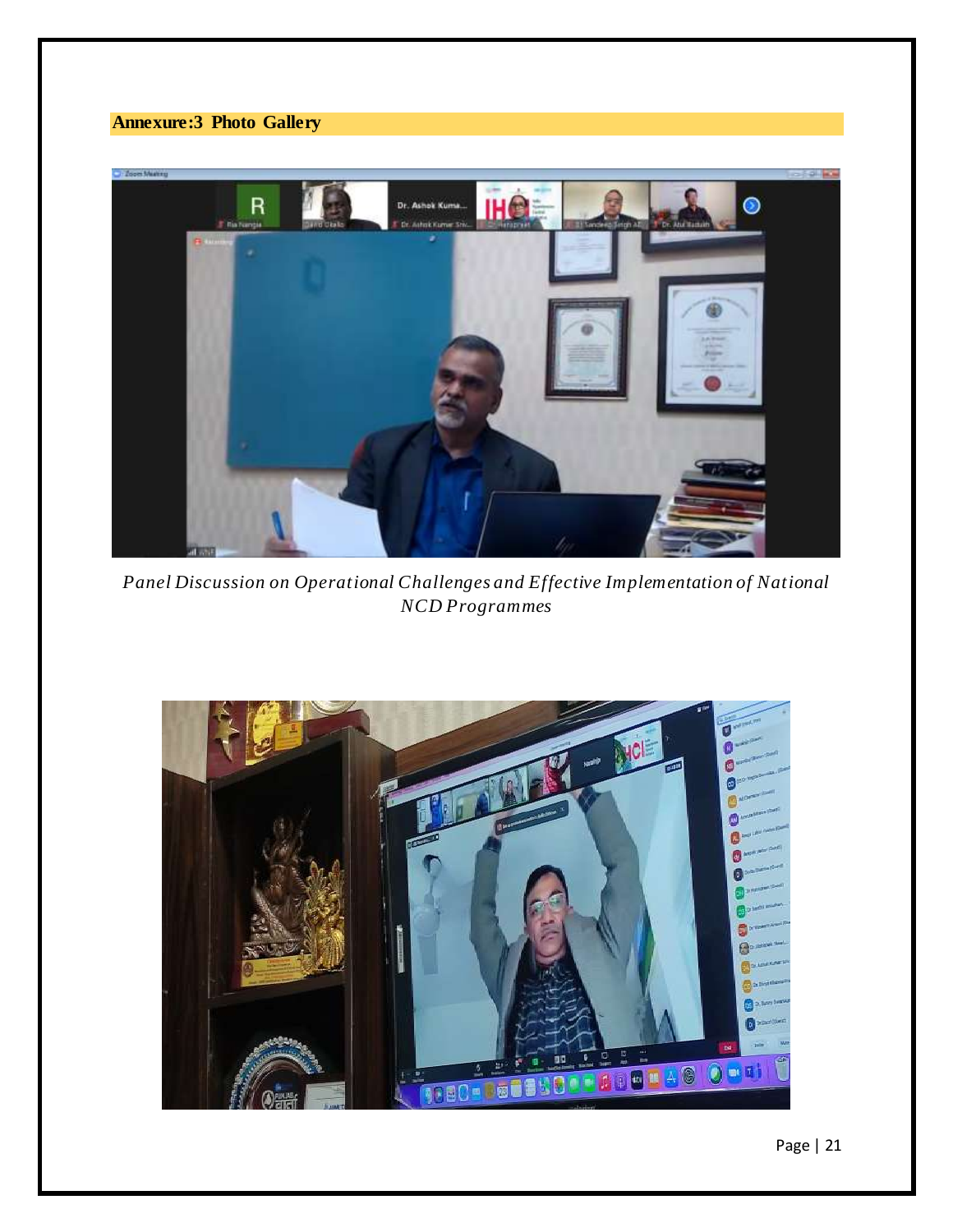## Annexure:3 Photo Gallery

*Panel Discussion on Operational Challenges and Effective Implementation of National NCD Programmes*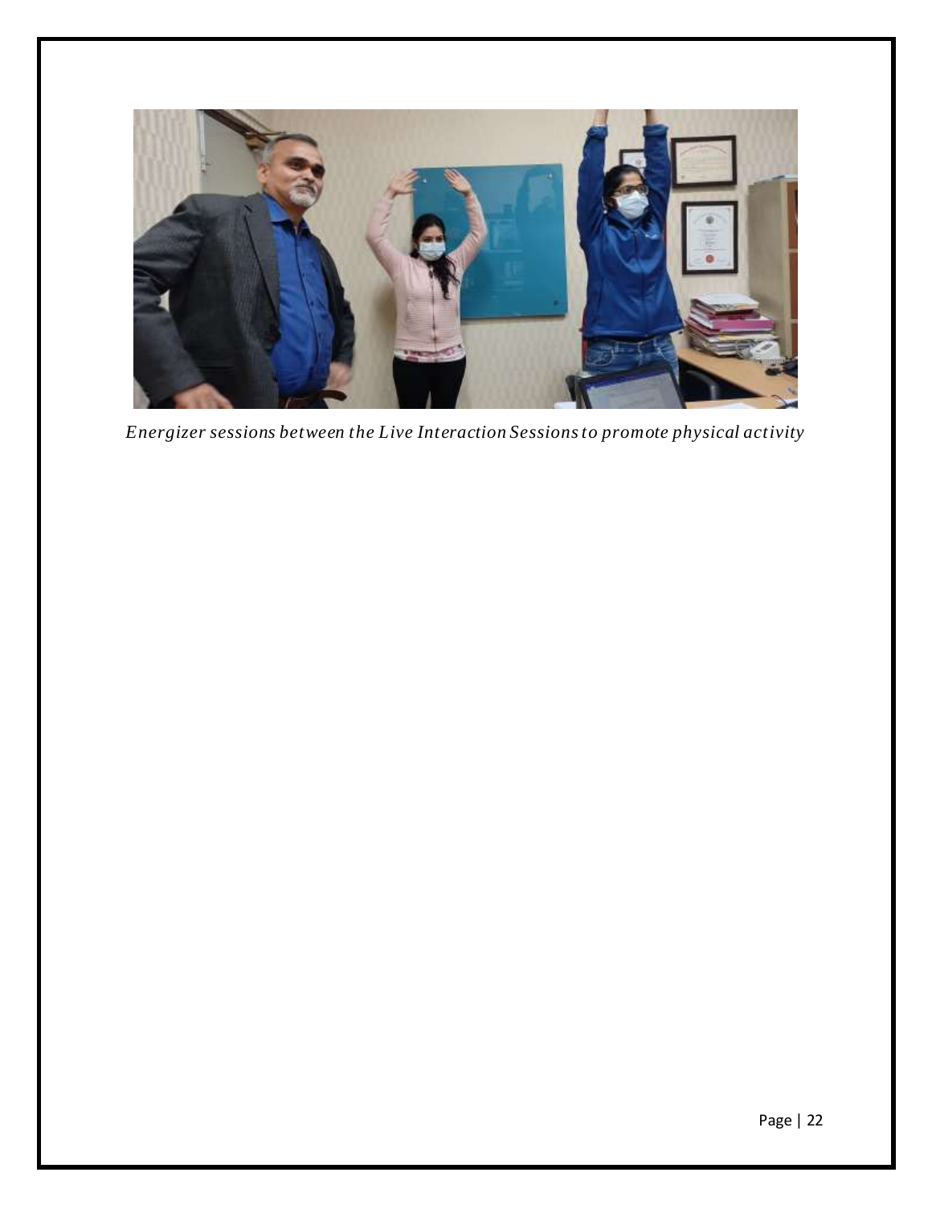*Energizer sessions between the Live Interaction Sessions to promote physical activity*